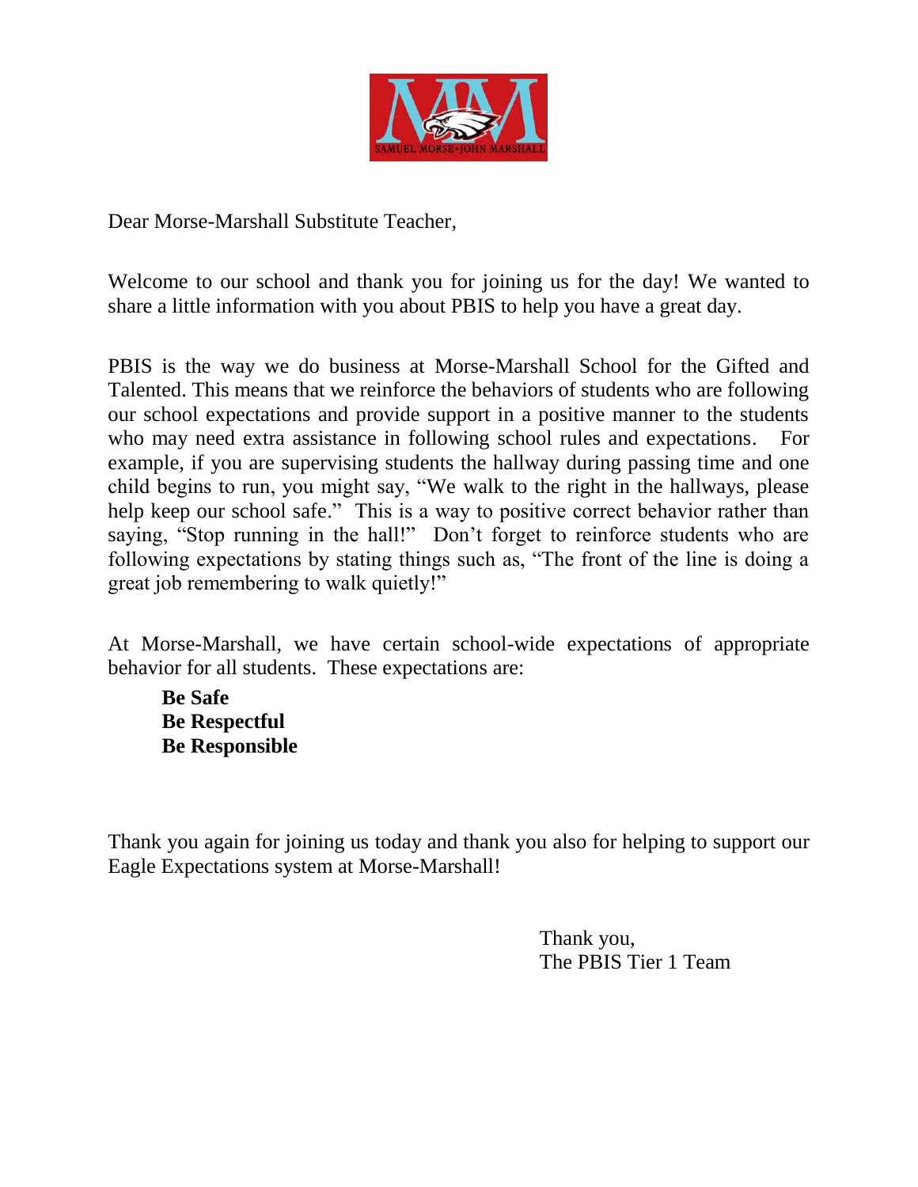Dear Morse-Marshall Substitute Teacher,

Welcome to our school and thank you for joining us for the day! We wanted to share a little information with you about PBIS to help you have a great day.

PBIS is the way we do business at Morse-Marshall School for the Gifted and Talented. This means that we reinforce the behaviors of students who are following our school expectations and provide support in a positive manner to the students who may need extra assistance in following school rules and expectations. For example, if you are supervising students the hallway during passing time and one child begins to run, you might say, "We walk to the right in the hallways, please help keep our school safe." This is a way to positive correct behavior rather than saying, "Stop running in the hall!" Don't forget to reinforce students who are following expectations by stating things such as, "The front of the line is doing a great job remembering to walk quietly!"

At Morse-Marshall, we have certain school-wide expectations of appropriate behavior for all students. These expectations are:

**Be Safe**
**Be Respectful**
**Be Responsible**

Thank you again for joining us today and thank you also for helping to support our Eagle Expectations system at Morse-Marshall!

Thank you,
The PBIS Tier 1 Team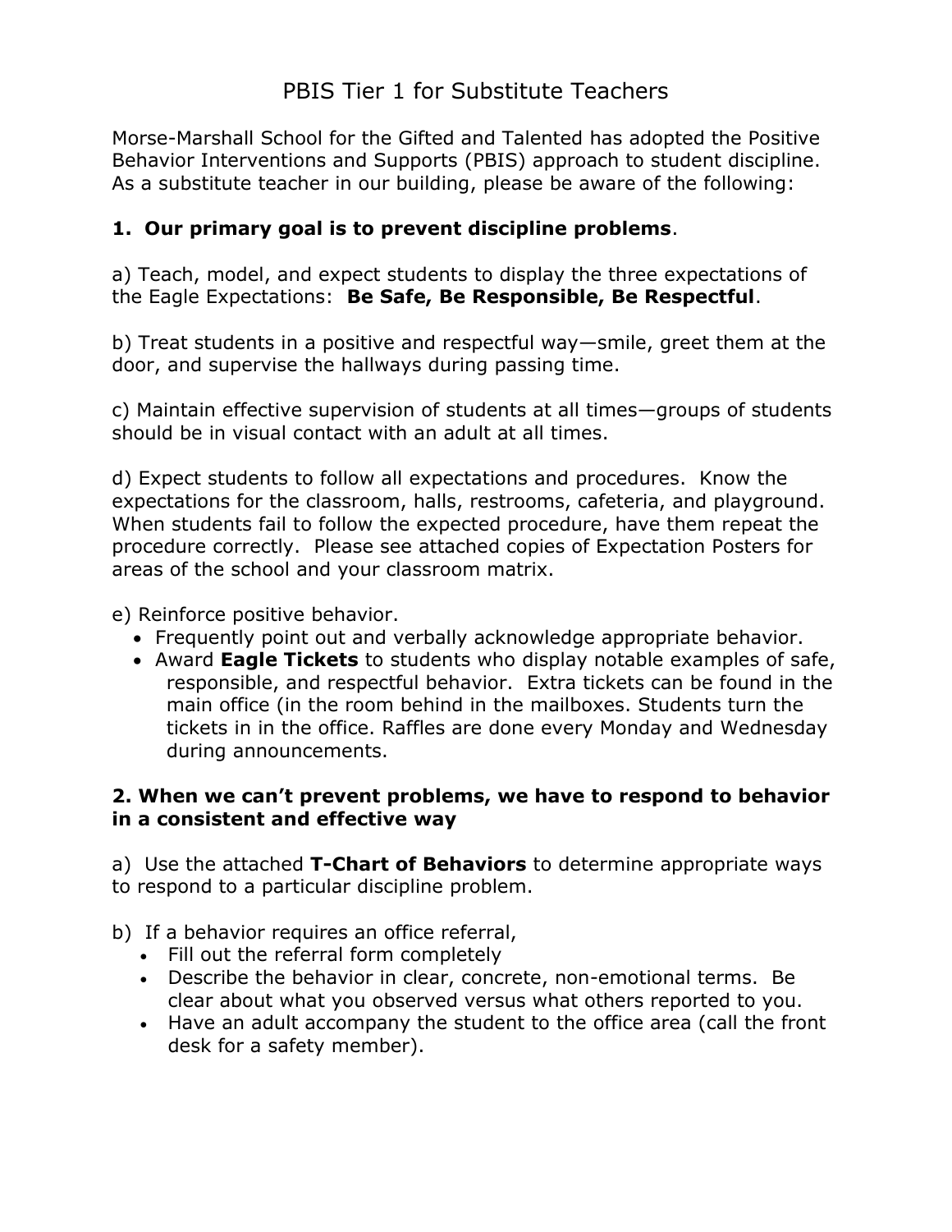# PBIS Tier 1 for Substitute Teachers

Morse-Marshall School for the Gifted and Talented has adopted the Positive Behavior Interventions and Supports (PBIS) approach to student discipline. As a substitute teacher in our building, please be aware of the following:

**1. Our primary goal is to prevent discipline problems**.

a) Teach, model, and expect students to display the three expectations of the Eagle Expectations: **Be Safe, Be Responsible, Be Respectful**.

b) Treat students in a positive and respectful way—smile, greet them at the door, and supervise the hallways during passing time.

c) Maintain effective supervision of students at all times—groups of students should be in visual contact with an adult at all times.

d) Expect students to follow all expectations and procedures. Know the expectations for the classroom, halls, restrooms, cafeteria, and playground. When students fail to follow the expected procedure, have them repeat the procedure correctly. Please see attached copies of Expectation Posters for areas of the school and your classroom matrix.

e) Reinforce positive behavior.

- Frequently point out and verbally acknowledge appropriate behavior.
- Award **Eagle Tickets** to students who display notable examples of safe, responsible, and respectful behavior. Extra tickets can be found in the main office (in the room behind in the mailboxes. Students turn the tickets in in the office. Raffles are done every Monday and Wednesday during announcements.

**2. When we can't prevent problems, we have to respond to behavior in a consistent and effective way**

a) Use the attached **T-Chart of Behaviors** to determine appropriate ways to respond to a particular discipline problem.

b) If a behavior requires an office referral,

- Fill out the referral form completely
- Describe the behavior in clear, concrete, non-emotional terms. Be clear about what you observed versus what others reported to you.
- Have an adult accompany the student to the office area (call the front desk for a safety member).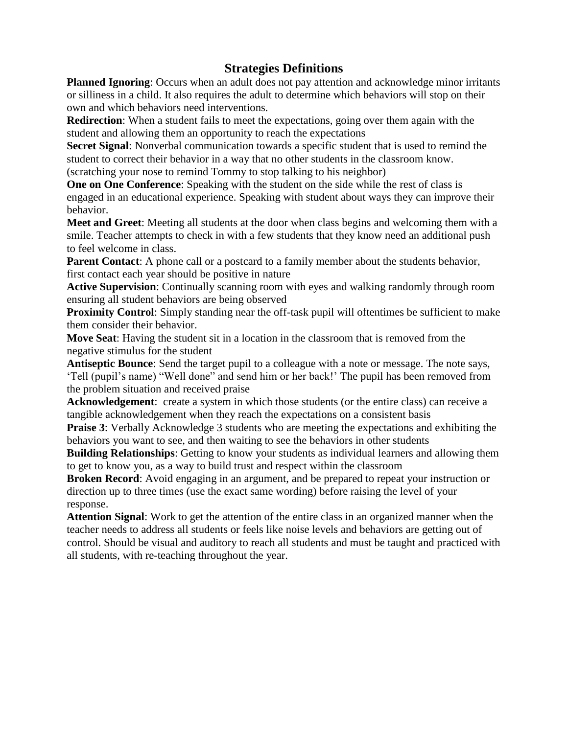## Strategies Definitions

**Planned Ignoring**: Occurs when an adult does not pay attention and acknowledge minor irritants or silliness in a child. It also requires the adult to determine which behaviors will stop on their own and which behaviors need interventions.

**Redirection**: When a student fails to meet the expectations, going over them again with the student and allowing them an opportunity to reach the expectations

**Secret Signal**: Nonverbal communication towards a specific student that is used to remind the student to correct their behavior in a way that no other students in the classroom know. (scratching your nose to remind Tommy to stop talking to his neighbor)

**One on One Conference**: Speaking with the student on the side while the rest of class is engaged in an educational experience. Speaking with student about ways they can improve their behavior.

**Meet and Greet**: Meeting all students at the door when class begins and welcoming them with a smile. Teacher attempts to check in with a few students that they know need an additional push to feel welcome in class.

**Parent Contact**: A phone call or a postcard to a family member about the students behavior, first contact each year should be positive in nature

**Active Supervision**: Continually scanning room with eyes and walking randomly through room ensuring all student behaviors are being observed

**Proximity Control**: Simply standing near the off-task pupil will oftentimes be sufficient to make them consider their behavior.

**Move Seat**: Having the student sit in a location in the classroom that is removed from the negative stimulus for the student

**Antiseptic Bounce**: Send the target pupil to a colleague with a note or message. The note says, 'Tell (pupil's name) "Well done" and send him or her back!' The pupil has been removed from the problem situation and received praise

**Acknowledgement**: create a system in which those students (or the entire class) can receive a tangible acknowledgement when they reach the expectations on a consistent basis

**Praise 3**: Verbally Acknowledge 3 students who are meeting the expectations and exhibiting the behaviors you want to see, and then waiting to see the behaviors in other students

**Building Relationships**: Getting to know your students as individual learners and allowing them to get to know you, as a way to build trust and respect within the classroom

**Broken Record**: Avoid engaging in an argument, and be prepared to repeat your instruction or direction up to three times (use the exact same wording) before raising the level of your response.

**Attention Signal**: Work to get the attention of the entire class in an organized manner when the teacher needs to address all students or feels like noise levels and behaviors are getting out of control. Should be visual and auditory to reach all students and must be taught and practiced with all students, with re-teaching throughout the year.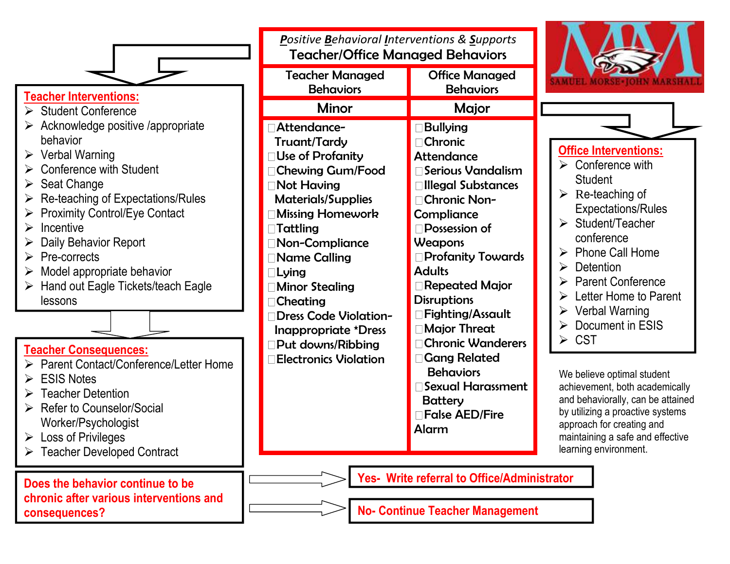# *Positive Behavioral Interventions & Supports*

## Teacher/Office Managed Behaviors

| Teacher Managed Behaviors | Office Managed Behaviors |
|---|---|
| **Minor** | **Major** |
| Attendance-Truant/Tardy | Bullying |
| Use of Profanity | Chronic Attendance |
| Chewing Gum/Food | Serious Vandalism |
| Not Having Materials/Supplies | Illegal Substances |
| Missing Homework | Chronic Non-Compliance |
| Tattling | Possession of Weapons |
| Non-Compliance | Profanity Towards Adults |
| Name Calling | Repeated Major Disruptions |
| Lying | Fighting/Assault |
| Minor Stealing | Major Threat |
| Cheating | Chronic Wanderers |
| Dress Code Violation-Inappropriate *Dress | Gang Related Behaviors |
| Put downs/Ribbing | Sexual Harassment Battery |
| Electronics Violation | False AED/Fire Alarm |

SAMUEL MORSE•JOHN MARSHALL

### Teacher Interventions:

- Student Conference
- Acknowledge positive /appropriate behavior
- Verbal Warning
- Conference with Student
- Seat Change
- Re-teaching of Expectations/Rules
- Proximity Control/Eye Contact
- Incentive
- Daily Behavior Report
- Pre-corrects
- Model appropriate behavior
- Hand out Eagle Tickets/teach Eagle lessons

### Teacher Consequences:

- Parent Contact/Conference/Letter Home
- ESIS Notes
- Teacher Detention
- Refer to Counselor/Social Worker/Psychologist
- Loss of Privileges
- Teacher Developed Contract

**Does the behavior continue to be chronic after various interventions and consequences?**

- **Yes- Write referral to Office/Administrator**
- **No- Continue Teacher Management**

### Office Interventions:

- Conference with Student
- Re-teaching of Expectations/Rules
- Student/Teacher conference
- Phone Call Home
- Detention
- Parent Conference
- Letter Home to Parent
- Verbal Warning
- Document in ESIS
- CST

We believe optimal student achievement, both academically and behaviorally, can be attained by utilizing a proactive systems approach for creating and maintaining a safe and effective learning environment.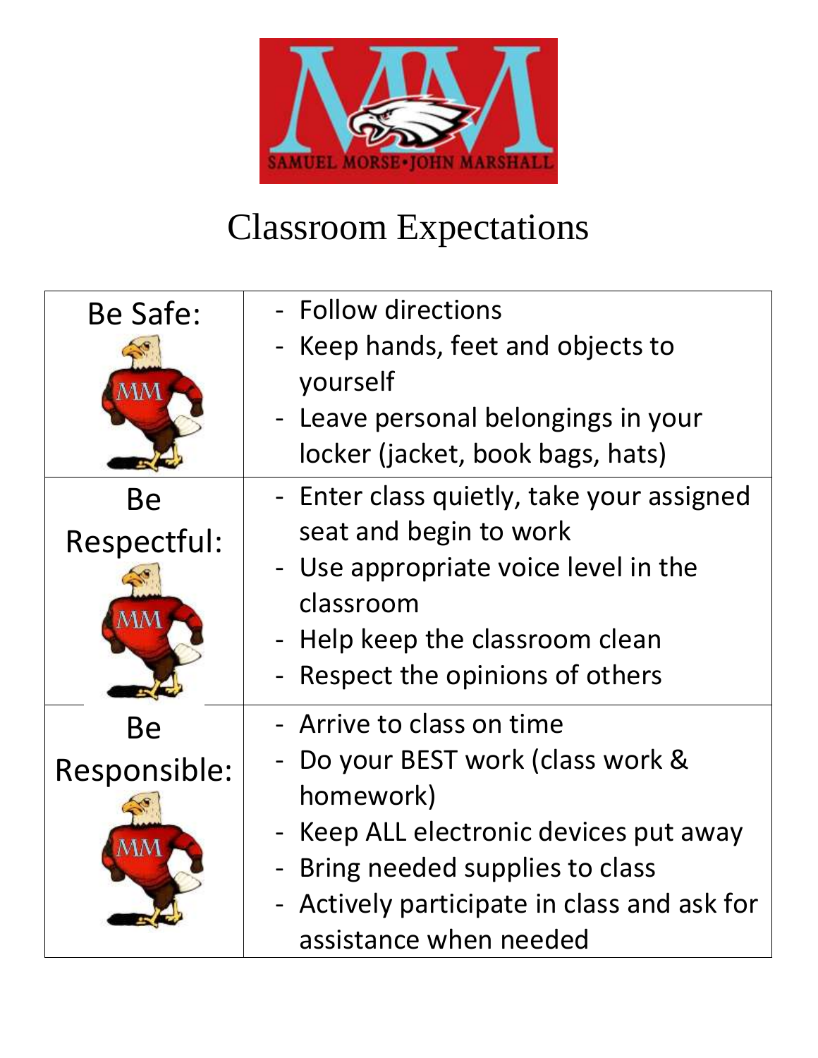SAMUEL MORSE•JOHN MARSHALL

# Classroom Expectations

| | |
|---|---|
| Be Safe: | - Follow directions<br>- Keep hands, feet and objects to yourself<br>- Leave personal belongings in your locker (jacket, book bags, hats) |
| Be Respectful: | - Enter class quietly, take your assigned seat and begin to work<br>- Use appropriate voice level in the classroom<br>- Help keep the classroom clean<br>- Respect the opinions of others |
| Be Responsible: | - Arrive to class on time<br>- Do your BEST work (class work & homework)<br>- Keep ALL electronic devices put away<br>- Bring needed supplies to class<br>- Actively participate in class and ask for assistance when needed |